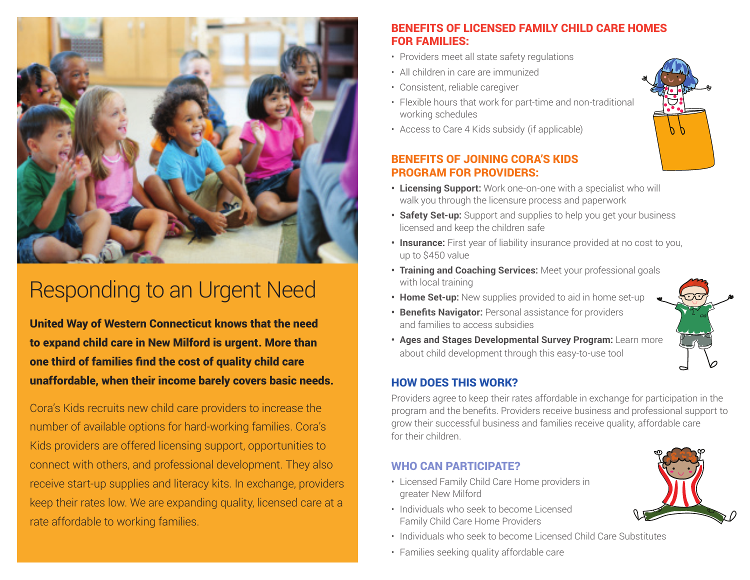# Responding to an Urgent Need

**United Way of Western Connecticut knows that the need to expand child care in New Milford is urgent. More than one third of families find the cost of quality child care unaffordable, when their income barely covers basic needs.**

Cora's Kids recruits new child care providers to increase the number of available options for hard-working families. Cora's Kids providers are offered licensing support, opportunities to connect with others, and professional development. They also receive start-up supplies and literacy kits. In exchange, providers keep their rates low. We are expanding quality, licensed care at a rate affordable to working families.

## BENEFITS OF LICENSED FAMILY CHILD CARE HOMES FOR FAMILIES:

- Providers meet all state safety regulations
- All children in care are immunized
- Consistent, reliable caregiver
- Flexible hours that work for part-time and non-traditional working schedules
- Access to Care 4 Kids subsidy (if applicable)

## BENEFITS OF JOINING CORA'S KIDS PROGRAM FOR PROVIDERS:

- **Licensing Support:** Work one-on-one with a specialist who will walk you through the licensure process and paperwork
- **Safety Set-up:** Support and supplies to help you get your business licensed and keep the children safe
- **Insurance:** First year of liability insurance provided at no cost to you, up to $450 value
- **Training and Coaching Services:** Meet your professional goals with local training
- **Home Set-up:** New supplies provided to aid in home set-up
- **Benefits Navigator:** Personal assistance for providers and families to access subsidies
- **Ages and Stages Developmental Survey Program:** Learn more about child development through this easy-to-use tool

## HOW DOES THIS WORK?

Providers agree to keep their rates affordable in exchange for participation in the program and the benefits. Providers receive business and professional support to grow their successful business and families receive quality, affordable care for their children.

## WHO CAN PARTICIPATE?

- Licensed Family Child Care Home providers in greater New Milford
- Individuals who seek to become Licensed Family Child Care Home Providers
- Individuals who seek to become Licensed Child Care Substitutes
- Families seeking quality affordable care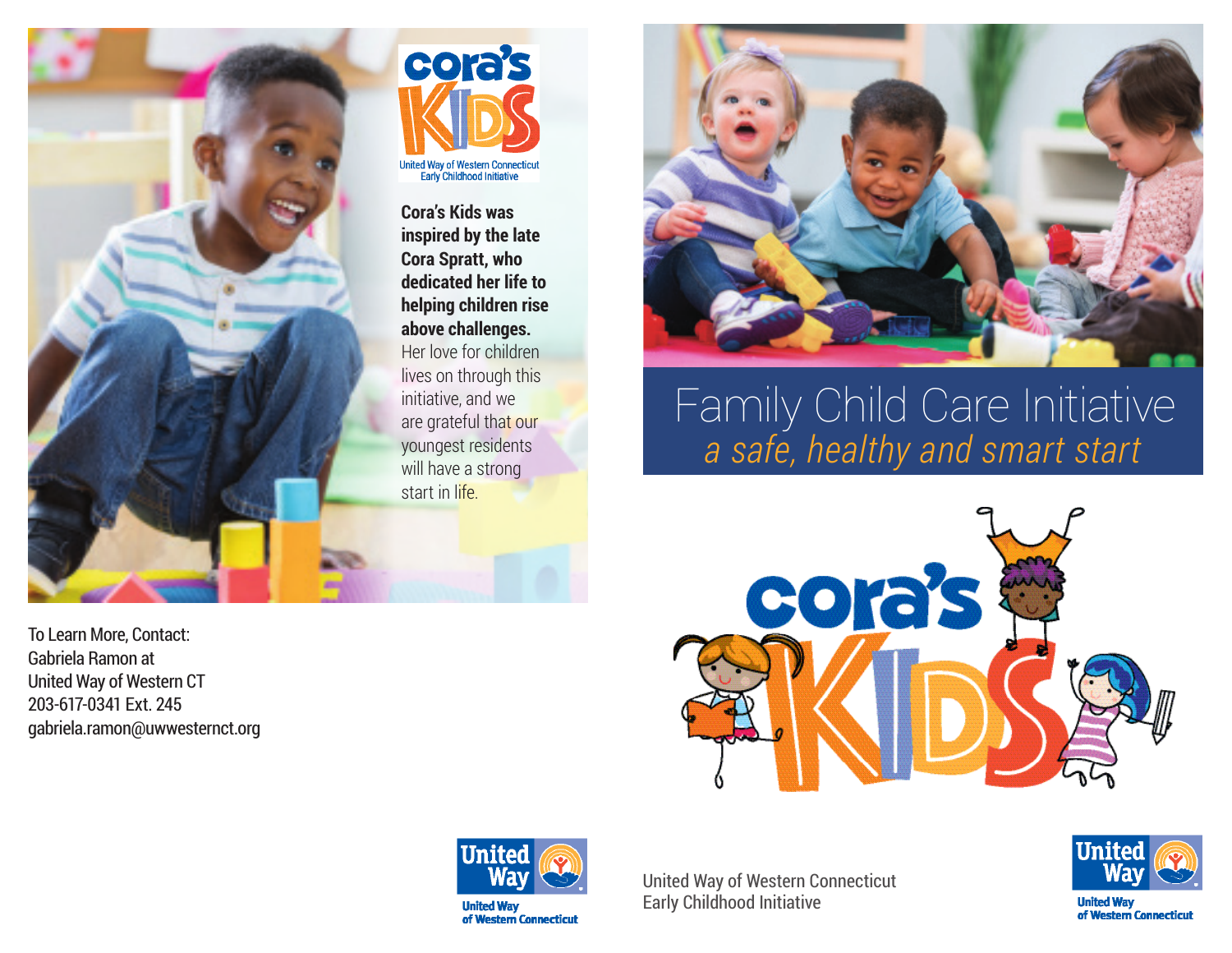**Cora's Kids was inspired by the late Cora Spratt, who dedicated her life to helping children rise above challenges.** Her love for children lives on through this initiative, and we are grateful that our youngest residents will have a strong start in life.

To Learn More, Contact:
Gabriela Ramon at
United Way of Western CT
203-617-0341 Ext. 245
gabriela.ramon@uwwesternct.org

United Way of Western Connecticut

# Family Child Care Initiative

*a safe, healthy and smart start*

United Way of Western Connecticut
Early Childhood Initiative

United Way of Western Connecticut